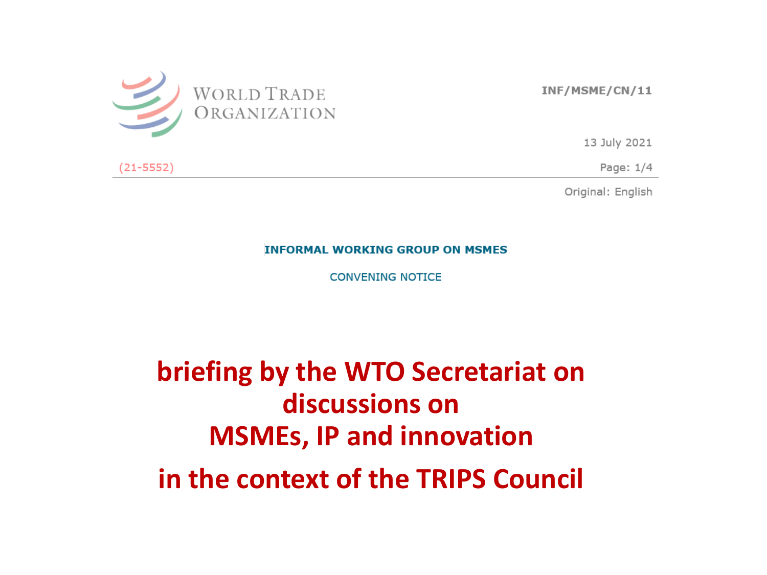WORLD TRADE ORGANIZATION

INF/MSME/CN/11

(21-5552)

13 July 2021

Original: English

**INFORMAL WORKING GROUP ON MSMES**

CONVENING NOTICE

# briefing by the WTO Secretariat on discussions on MSMEs, IP and innovation in the context of the TRIPS Council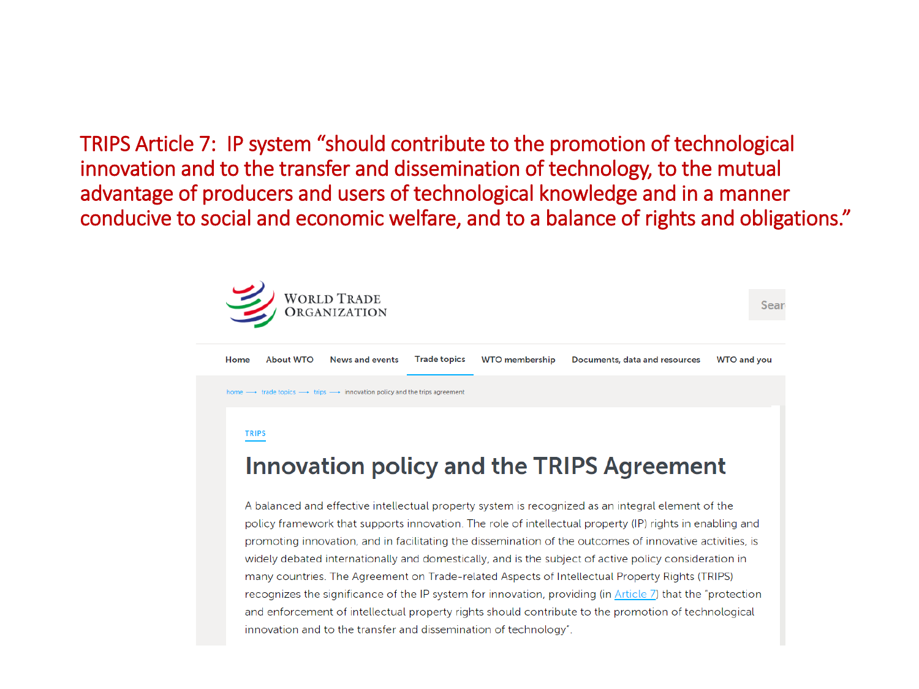TRIPS Article 7: IP system "should contribute to the promotion of technological innovation and to the transfer and dissemination of technology, to the mutual advantage of producers and users of technological knowledge and in a manner conducive to social and economic welfare, and to a balance of rights and obligations."

WORLD TRADE ORGANIZATION

Sear

Home | About WTO | News and events | Trade topics | WTO membership | Documents, data and resources | WTO and you

home ⟶ trade topics ⟶ trips ⟶ innovation policy and the trips agreement

TRIPS

# Innovation policy and the TRIPS Agreement

A balanced and effective intellectual property system is recognized as an integral element of the policy framework that supports innovation. The role of intellectual property (IP) rights in enabling and promoting innovation, and in facilitating the dissemination of the outcomes of innovative activities, is widely debated internationally and domestically, and is the subject of active policy consideration in many countries. The Agreement on Trade-related Aspects of Intellectual Property Rights (TRIPS) recognizes the significance of the IP system for innovation, providing (in Article 7) that the "protection and enforcement of intellectual property rights should contribute to the promotion of technological innovation and to the transfer and dissemination of technology".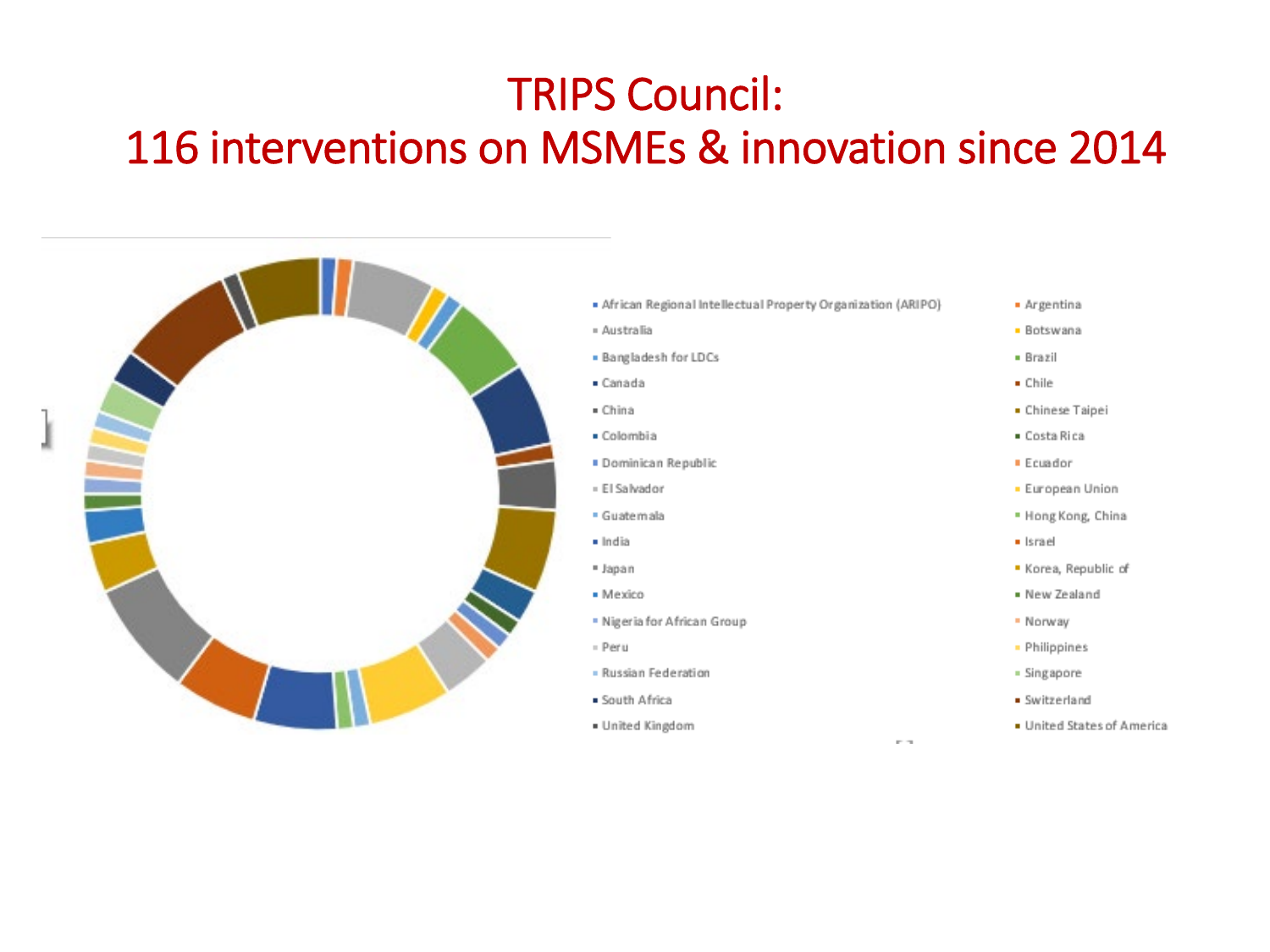# TRIPS Council:
# 116 interventions on MSMEs & innovation since 2014

- African Regional Intellectual Property Organization (ARIPO)
- Argentina
- Australia
- Botswana
- Bangladesh for LDCs
- Brazil
- Canada
- Chile
- China
- Chinese Taipei
- Colombia
- Costa Rica
- Dominican Republic
- Ecuador
- El Salvador
- European Union
- Guatemala
- Hong Kong, China
- India
- Israel
- Japan
- Korea, Republic of
- Mexico
- New Zealand
- Nigeria for African Group
- Norway
- Peru
- Philippines
- Russian Federation
- Singapore
- South Africa
- Switzerland
- United Kingdom
- United States of America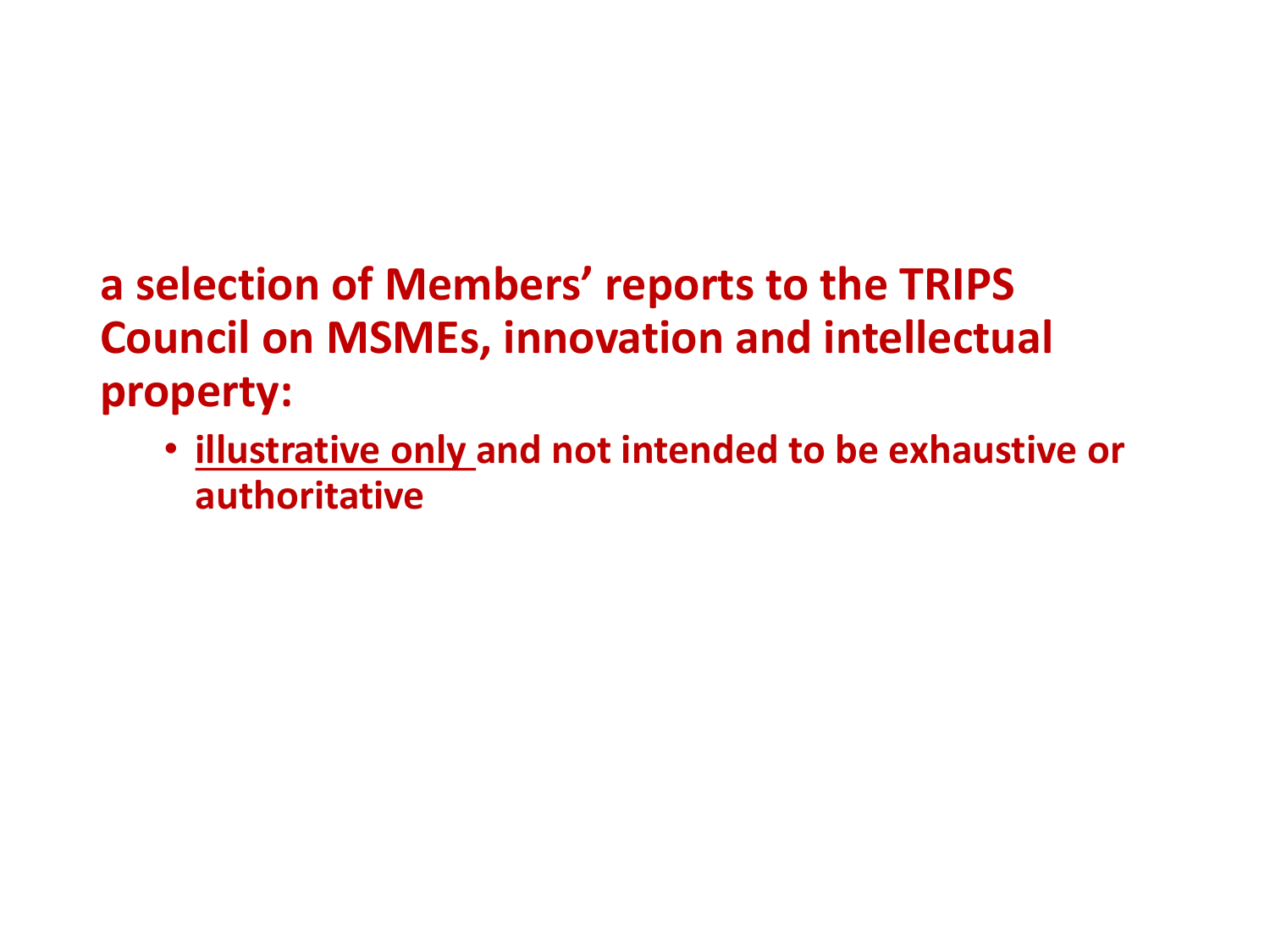**a selection of Members' reports to the TRIPS Council on MSMEs, innovation and intellectual property:**

- **illustrative only and not intended to be exhaustive or authoritative**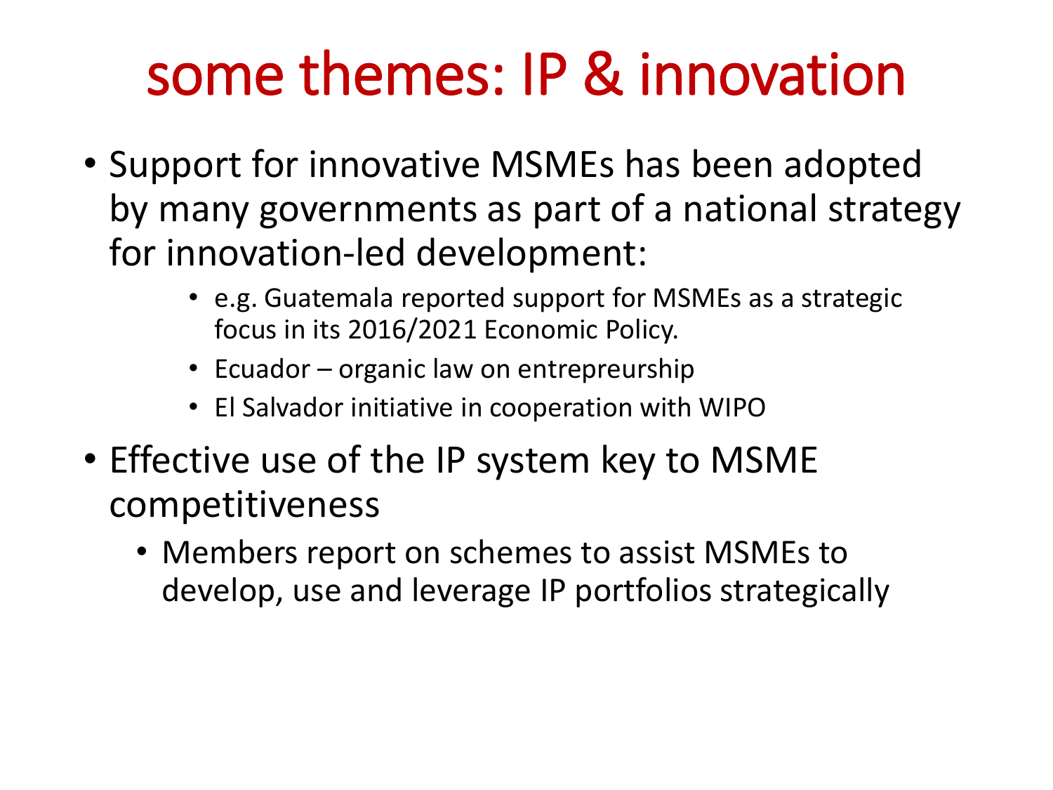# some themes: IP & innovation

- Support for innovative MSMEs has been adopted by many governments as part of a national strategy for innovation-led development:
  - e.g. Guatemala reported support for MSMEs as a strategic focus in its 2016/2021 Economic Policy.
  - Ecuador – organic law on entrepreurship
  - El Salvador initiative in cooperation with WIPO
- Effective use of the IP system key to MSME competitiveness
  - Members report on schemes to assist MSMEs to develop, use and leverage IP portfolios strategically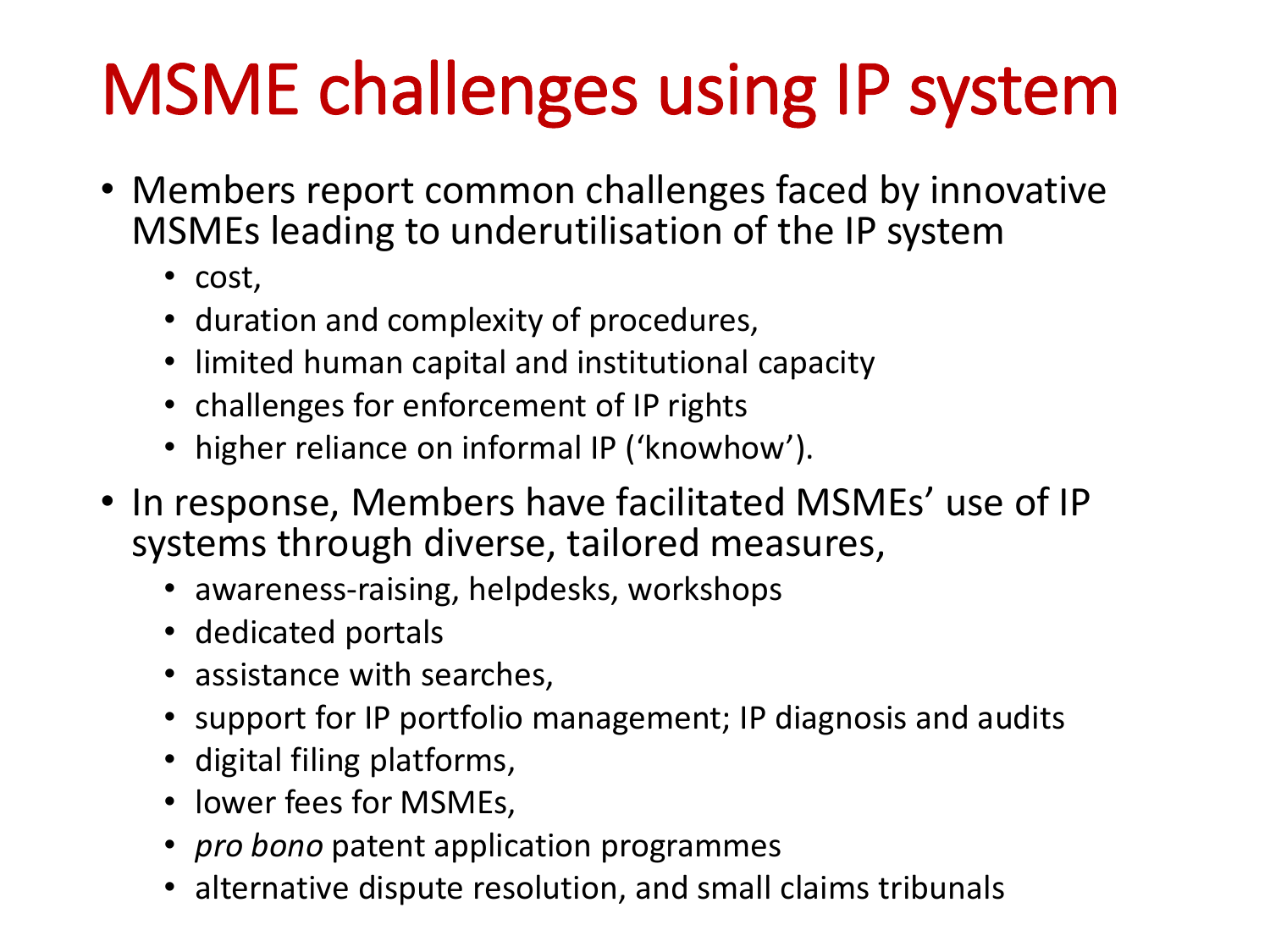# MSME challenges using IP system

- Members report common challenges faced by innovative MSMEs leading to underutilisation of the IP system
  - cost,
  - duration and complexity of procedures,
  - limited human capital and institutional capacity
  - challenges for enforcement of IP rights
  - higher reliance on informal IP ('knowhow').
- In response, Members have facilitated MSMEs' use of IP systems through diverse, tailored measures,
  - awareness-raising, helpdesks, workshops
  - dedicated portals
  - assistance with searches,
  - support for IP portfolio management; IP diagnosis and audits
  - digital filing platforms,
  - lower fees for MSMEs,
  - *pro bono* patent application programmes
  - alternative dispute resolution, and small claims tribunals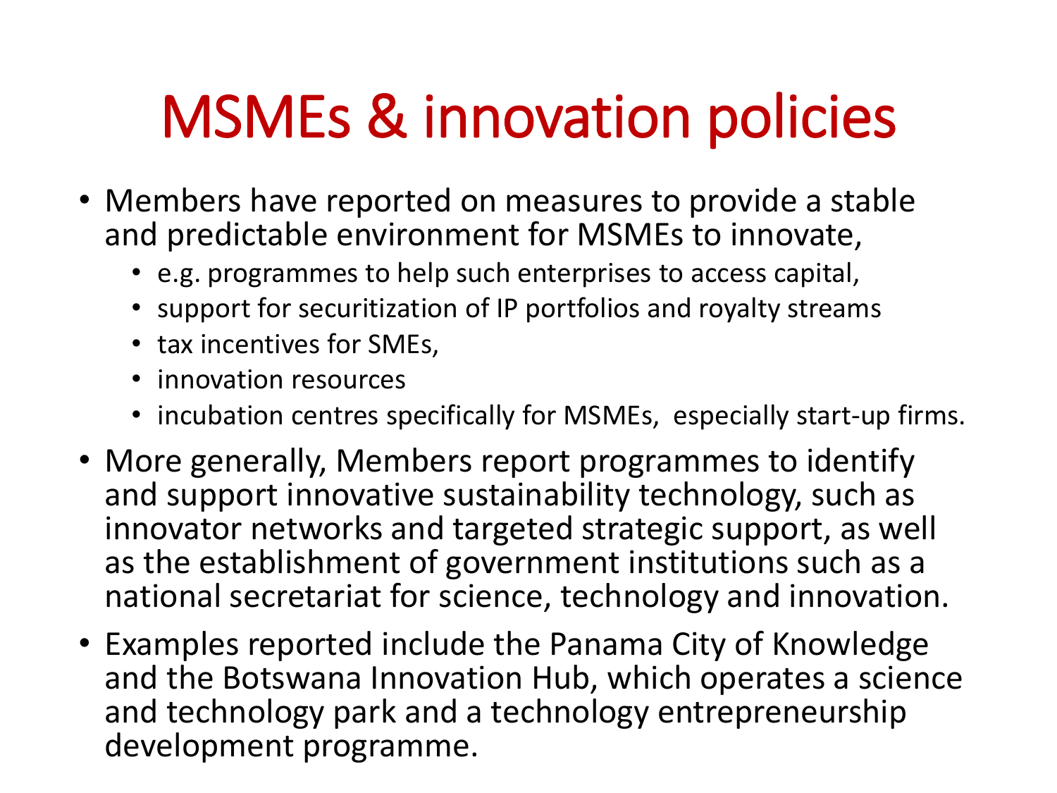# MSMEs & innovation policies

- Members have reported on measures to provide a stable and predictable environment for MSMEs to innovate,
  - e.g. programmes to help such enterprises to access capital,
  - support for securitization of IP portfolios and royalty streams
  - tax incentives for SMEs,
  - innovation resources
  - incubation centres specifically for MSMEs, especially start-up firms.
- More generally, Members report programmes to identify and support innovative sustainability technology, such as innovator networks and targeted strategic support, as well as the establishment of government institutions such as a national secretariat for science, technology and innovation.
- Examples reported include the Panama City of Knowledge and the Botswana Innovation Hub, which operates a science and technology park and a technology entrepreneurship development programme.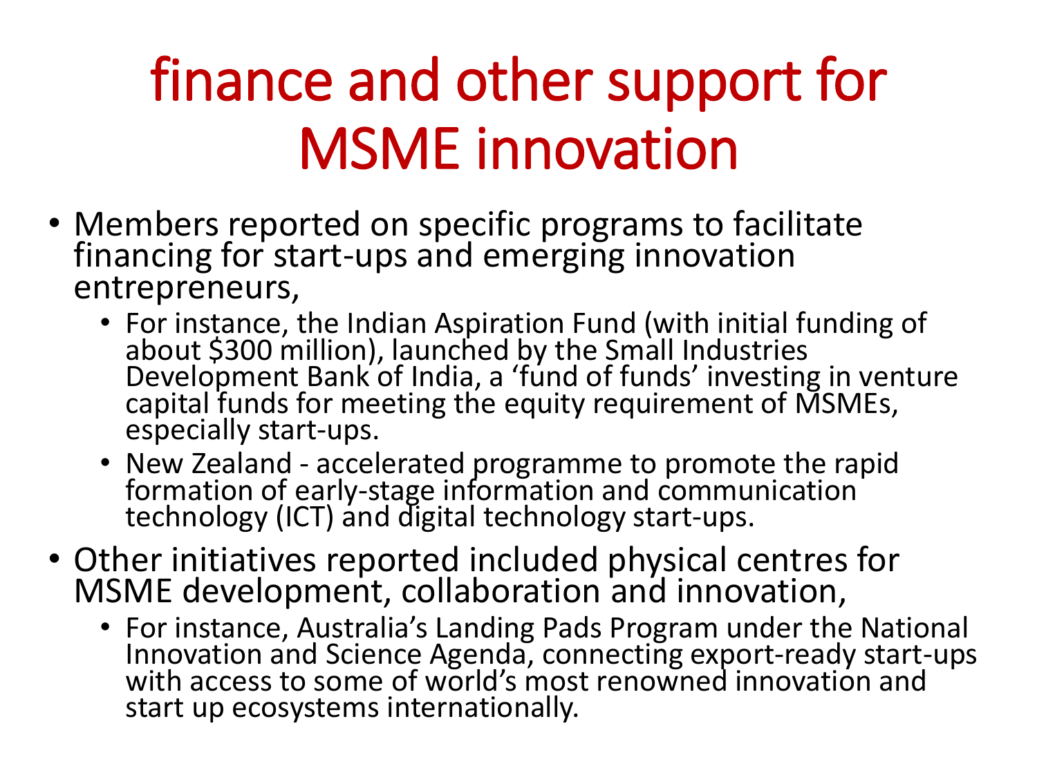# finance and other support for MSME innovation

- Members reported on specific programs to facilitate financing for start-ups and emerging innovation entrepreneurs,
  - For instance, the Indian Aspiration Fund (with initial funding of about $300 million), launched by the Small Industries Development Bank of India, a 'fund of funds' investing in venture capital funds for meeting the equity requirement of MSMEs, especially start-ups.
  - New Zealand - accelerated programme to promote the rapid formation of early-stage information and communication technology (ICT) and digital technology start-ups.
- Other initiatives reported included physical centres for MSME development, collaboration and innovation,
  - For instance, Australia's Landing Pads Program under the National Innovation and Science Agenda, connecting export-ready start-ups with access to some of world's most renowned innovation and start up ecosystems internationally.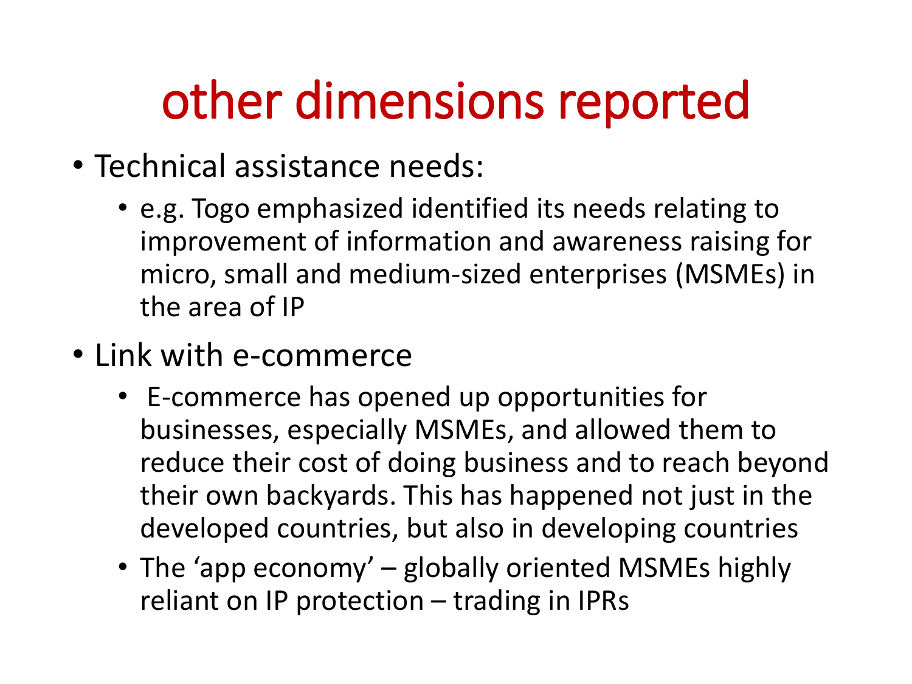# other dimensions reported

- Technical assistance needs:
  - e.g. Togo emphasized identified its needs relating to improvement of information and awareness raising for micro, small and medium-sized enterprises (MSMEs) in the area of IP
- Link with e-commerce
  - E-commerce has opened up opportunities for businesses, especially MSMEs, and allowed them to reduce their cost of doing business and to reach beyond their own backyards. This has happened not just in the developed countries, but also in developing countries
  - The ‘app economy’ – globally oriented MSMEs highly reliant on IP protection – trading in IPRs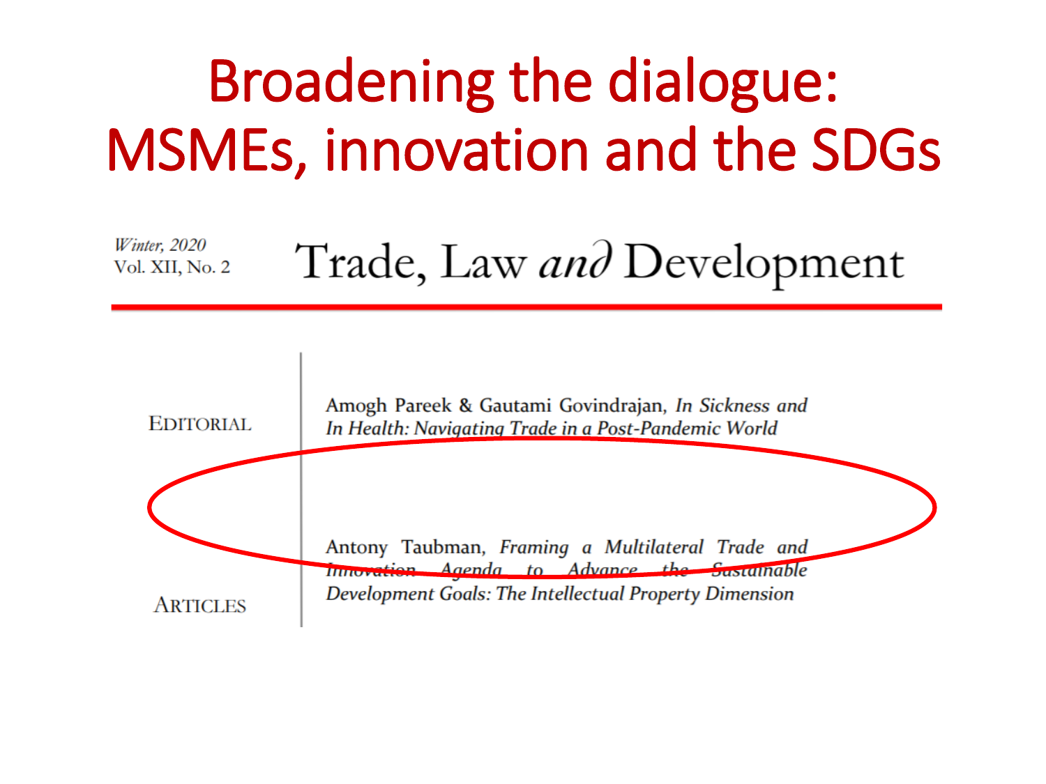# Broadening the dialogue: MSMEs, innovation and the SDGs

*Winter, 2020*
Vol. XII, No. 2

## Trade, Law *and* Development

EDITORIAL

Amogh Pareek & Gautami Govindrajan, *In Sickness and In Health: Navigating Trade in a Post-Pandemic World*

ARTICLES

Antony Taubman, *Framing a Multilateral Trade and Innovation Agenda to Advance the Sustainable Development Goals: The Intellectual Property Dimension*